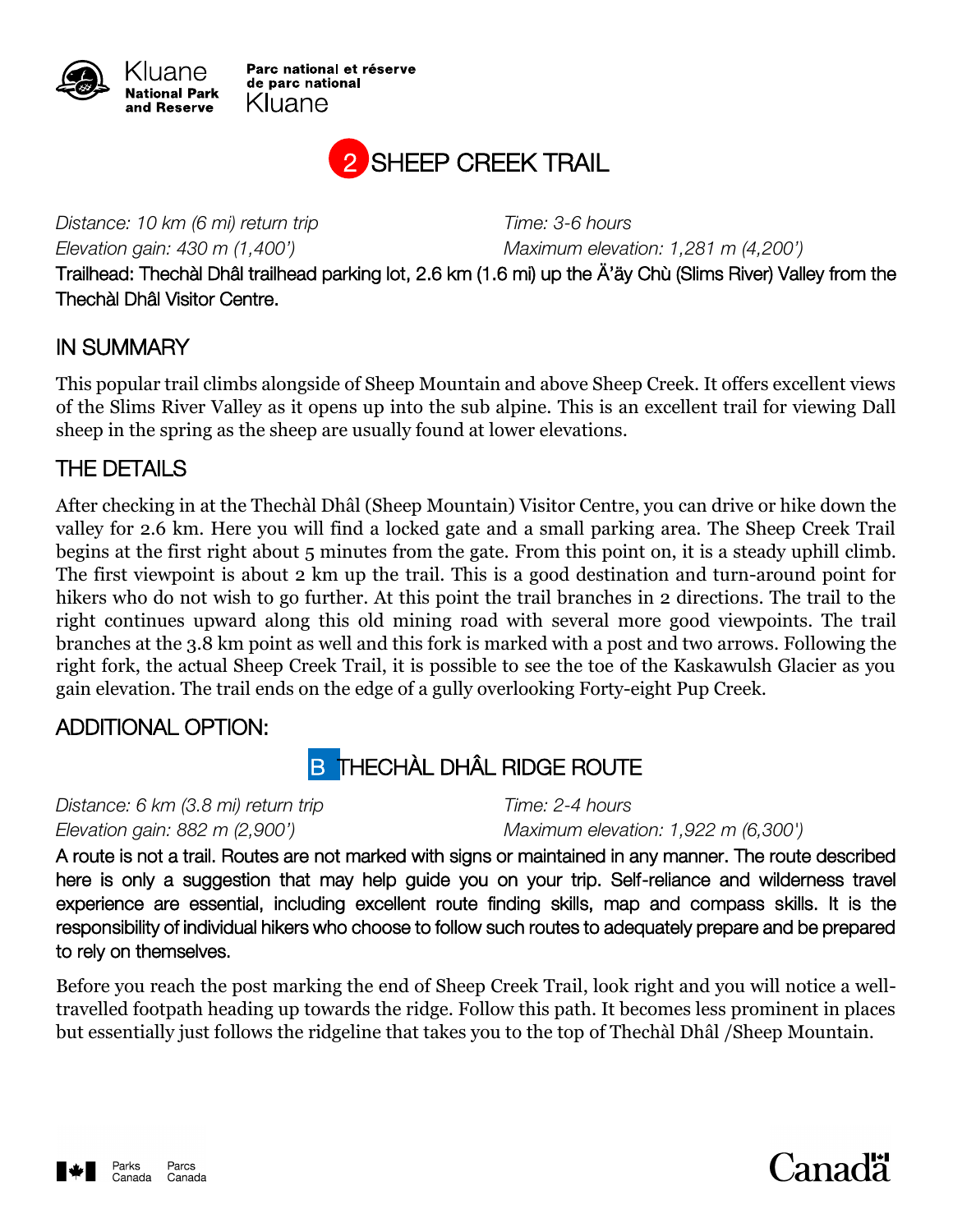Kluane National Park and Reserve

Parc national et réserve de parc national Kluane

# 2 SHEEP CREEK TRAIL

*Distance: 10 km (6 mi) return trip* | *Time: 3-6 hours*

*Elevation gain: 430 m (1,400')* | *Maximum elevation: 1,281 m (4,200')*

Trailhead: Thechàl Dhâl trailhead parking lot, 2.6 km (1.6 mi) up the Ä'äy Chù (Slims River) Valley from the Thechàl Dhâl Visitor Centre.

## IN SUMMARY

This popular trail climbs alongside of Sheep Mountain and above Sheep Creek. It offers excellent views of the Slims River Valley as it opens up into the sub alpine. This is an excellent trail for viewing Dall sheep in the spring as the sheep are usually found at lower elevations.

## THE DETAILS

After checking in at the Thechàl Dhâl (Sheep Mountain) Visitor Centre, you can drive or hike down the valley for 2.6 km. Here you will find a locked gate and a small parking area. The Sheep Creek Trail begins at the first right about 5 minutes from the gate. From this point on, it is a steady uphill climb. The first viewpoint is about 2 km up the trail. This is a good destination and turn-around point for hikers who do not wish to go further. At this point the trail branches in 2 directions. The trail to the right continues upward along this old mining road with several more good viewpoints. The trail branches at the 3.8 km point as well and this fork is marked with a post and two arrows. Following the right fork, the actual Sheep Creek Trail, it is possible to see the toe of the Kaskawulsh Glacier as you gain elevation. The trail ends on the edge of a gully overlooking Forty-eight Pup Creek.

## ADDITIONAL OPTION:

### B THECHÀL DHÂL RIDGE ROUTE

*Distance: 6 km (3.8 mi) return trip* | *Time: 2-4 hours*

*Elevation gain: 882 m (2,900')* | *Maximum elevation: 1,922 m (6,300')*

A route is not a trail. Routes are not marked with signs or maintained in any manner. The route described here is only a suggestion that may help guide you on your trip. Self-reliance and wilderness travel experience are essential, including excellent route finding skills, map and compass skills. It is the responsibility of individual hikers who choose to follow such routes to adequately prepare and be prepared to rely on themselves.

Before you reach the post marking the end of Sheep Creek Trail, look right and you will notice a well-travelled footpath heading up towards the ridge. Follow this path. It becomes less prominent in places but essentially just follows the ridgeline that takes you to the top of Thechàl Dhâl /Sheep Mountain.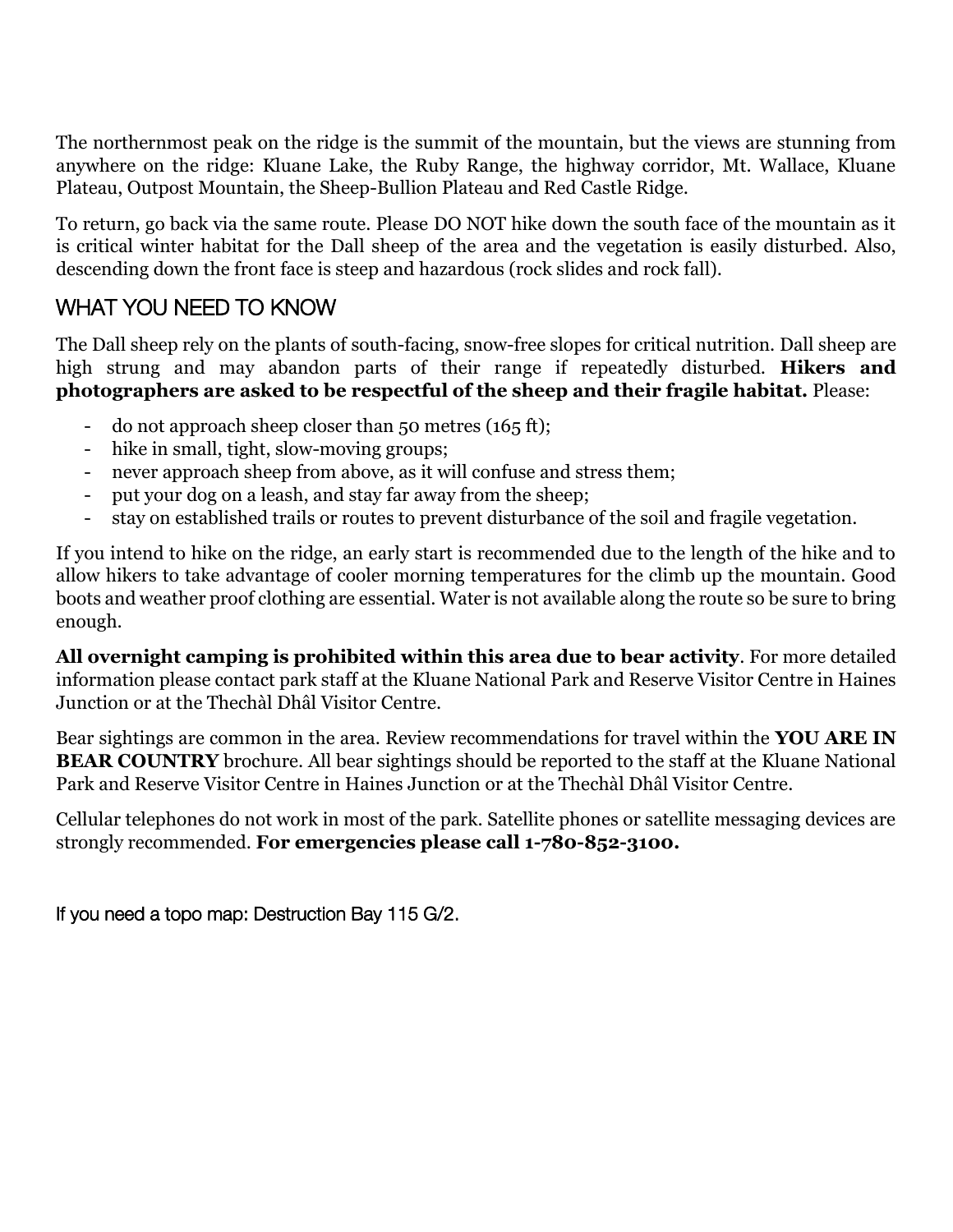The northernmost peak on the ridge is the summit of the mountain, but the views are stunning from anywhere on the ridge: Kluane Lake, the Ruby Range, the highway corridor, Mt. Wallace, Kluane Plateau, Outpost Mountain, the Sheep-Bullion Plateau and Red Castle Ridge.

To return, go back via the same route. Please DO NOT hike down the south face of the mountain as it is critical winter habitat for the Dall sheep of the area and the vegetation is easily disturbed. Also, descending down the front face is steep and hazardous (rock slides and rock fall).

## WHAT YOU NEED TO KNOW

The Dall sheep rely on the plants of south-facing, snow-free slopes for critical nutrition. Dall sheep are high strung and may abandon parts of their range if repeatedly disturbed. **Hikers and photographers are asked to be respectful of the sheep and their fragile habitat.** Please:

- do not approach sheep closer than 50 metres (165 ft);
- hike in small, tight, slow-moving groups;
- never approach sheep from above, as it will confuse and stress them;
- put your dog on a leash, and stay far away from the sheep;
- stay on established trails or routes to prevent disturbance of the soil and fragile vegetation.

If you intend to hike on the ridge, an early start is recommended due to the length of the hike and to allow hikers to take advantage of cooler morning temperatures for the climb up the mountain. Good boots and weather proof clothing are essential. Water is not available along the route so be sure to bring enough.

**All overnight camping is prohibited within this area due to bear activity**. For more detailed information please contact park staff at the Kluane National Park and Reserve Visitor Centre in Haines Junction or at the Thechàl Dhâl Visitor Centre.

Bear sightings are common in the area. Review recommendations for travel within the **YOU ARE IN BEAR COUNTRY** brochure. All bear sightings should be reported to the staff at the Kluane National Park and Reserve Visitor Centre in Haines Junction or at the Thechàl Dhâl Visitor Centre.

Cellular telephones do not work in most of the park. Satellite phones or satellite messaging devices are strongly recommended. **For emergencies please call 1-780-852-3100.**

If you need a topo map: Destruction Bay 115 G/2.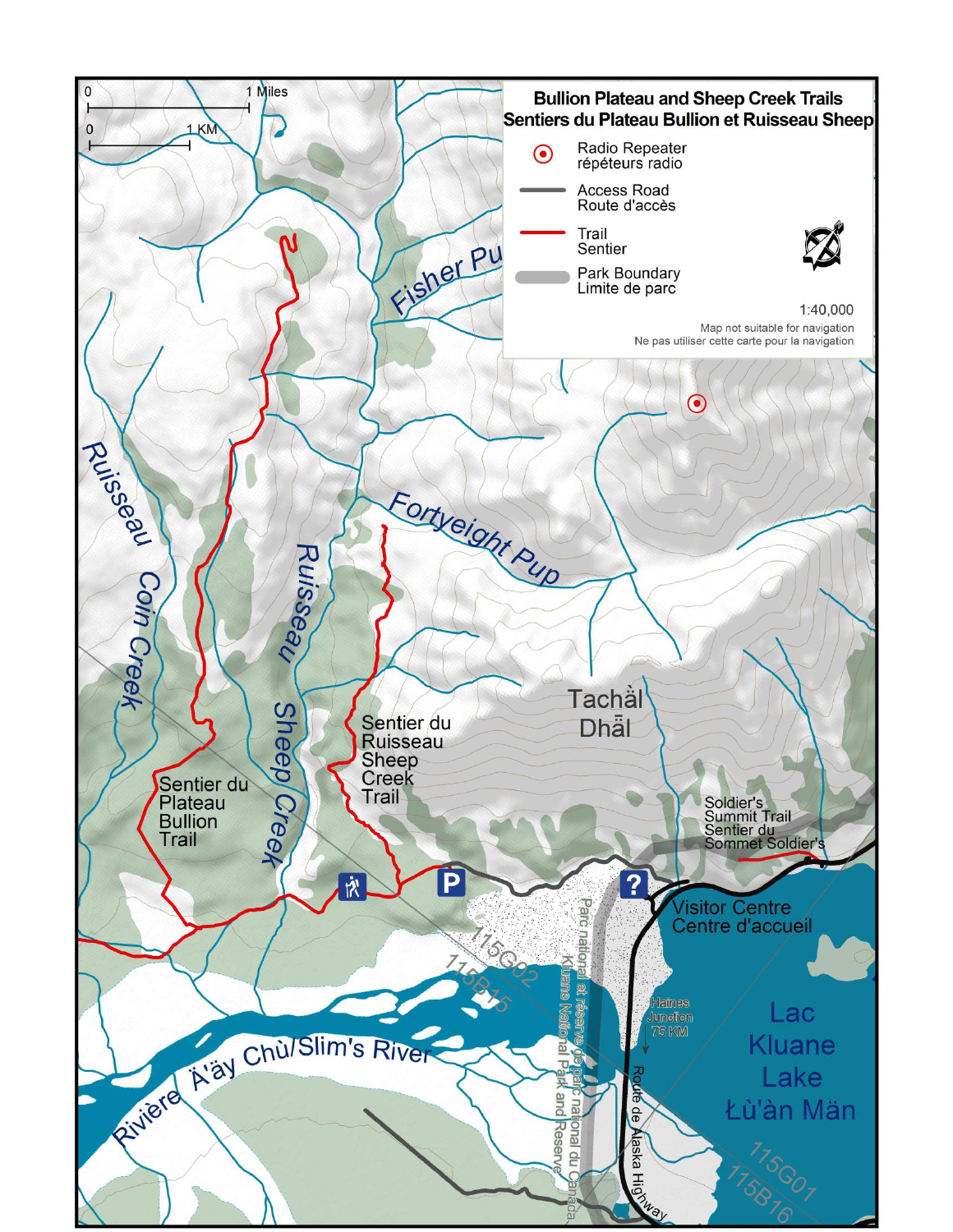# Bullion Plateau and Sheep Creek Trails
# Sentiers du Plateau Bullion et Ruisseau Sheep

Radio Repeater
répéteurs radio

Access Road
Route d'accès

Trail
Sentier

Park Boundary
Limite de parc

1:40,000

Map not suitable for navigation
Ne pas utiliser cette carte pour la navigation

0 1 Miles

0 1 KM

Fisher Pup

Fortyeight Pup

Ruisseau Coin Creek

Ruisseau Sheep Creek

Sentier du Ruisseau Sheep Creek Trail

Sentier du Plateau Bullion Trail

Tachāl Dhāl

Soldier's Summit Trail
Sentier du Sommet Soldier's

Visitor Centre
Centre d'accueil

115G02

115B15

Parc national et réserve de parc national du Canada Kluane
Kluane National Park and Reserve

Haines Junction 75 KM

Route de Alaska Highway

Lac Kluane Lake
Łù'àn Män

Rivière Ä'äy Chù/Slim's River

115G01

115B16